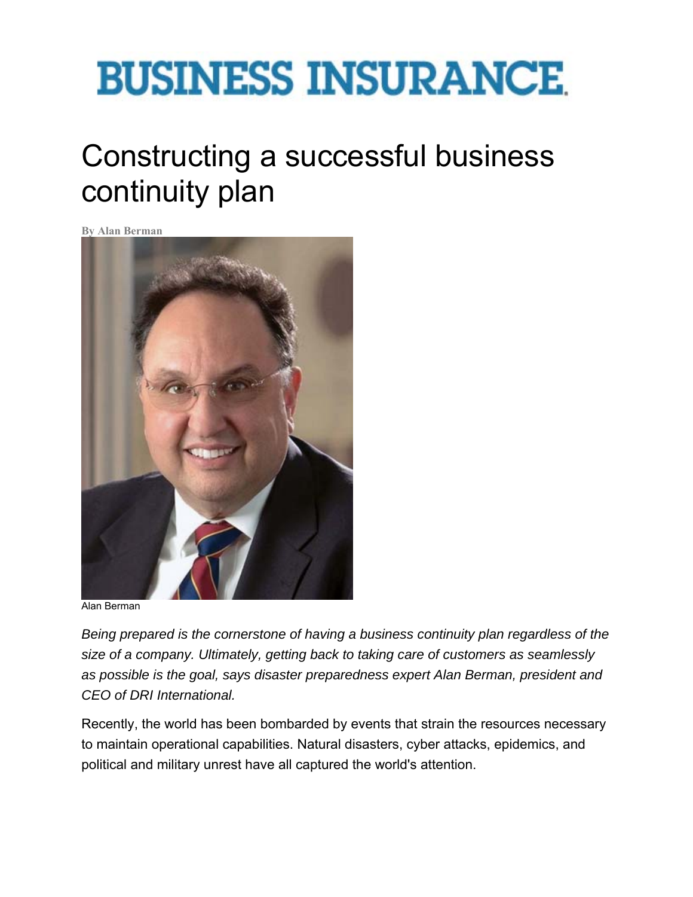# BUSINESS INSURANCE

# Constructing a successful business continuity plan

**By Alan Berman**

Alan Berman

*Being prepared is the cornerstone of having a business continuity plan regardless of the size of a company. Ultimately, getting back to taking care of customers as seamlessly as possible is the goal, says disaster preparedness expert Alan Berman, president and CEO of DRI International.*

Recently, the world has been bombarded by events that strain the resources necessary to maintain operational capabilities. Natural disasters, cyber attacks, epidemics, and political and military unrest have all captured the world's attention.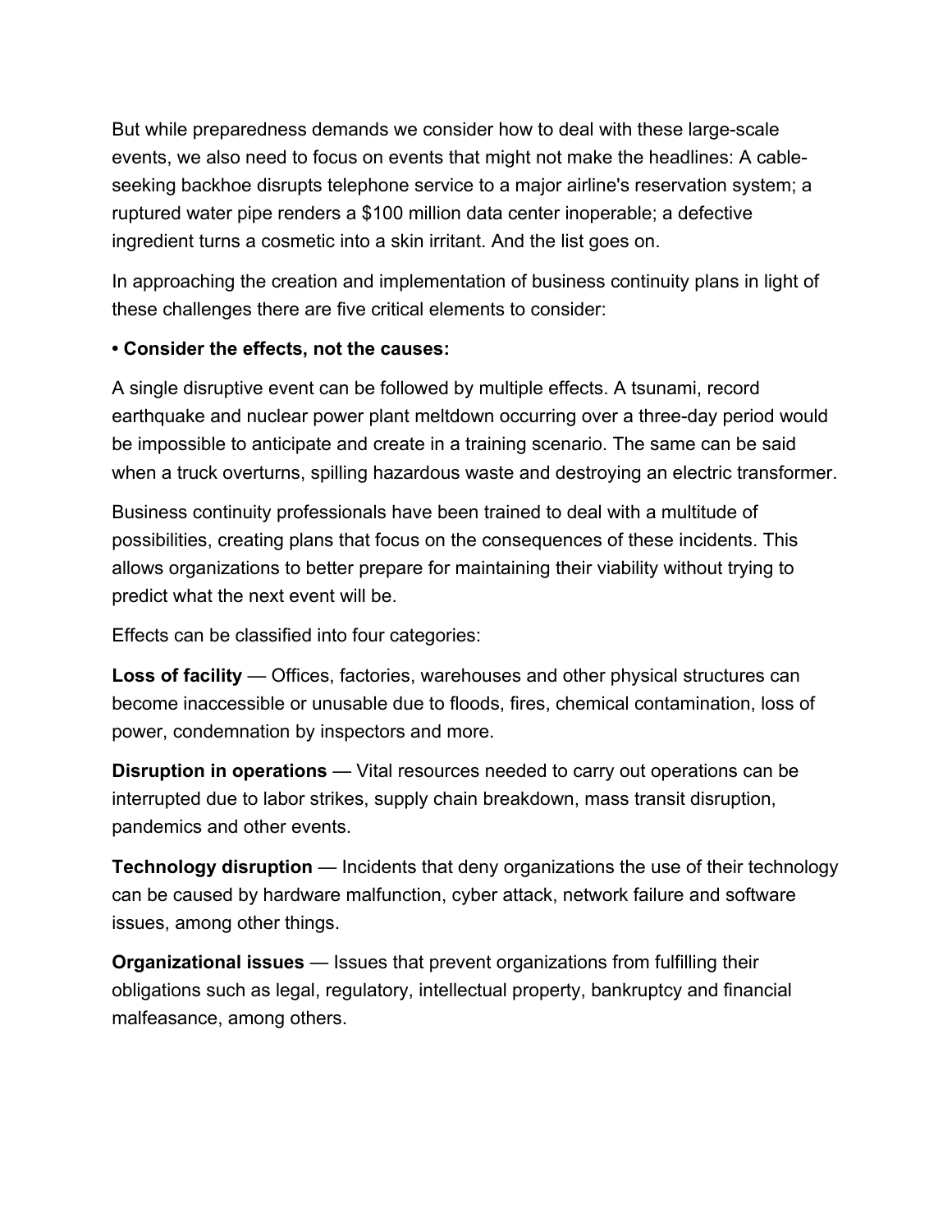But while preparedness demands we consider how to deal with these large-scale events, we also need to focus on events that might not make the headlines: A cable-seeking backhoe disrupts telephone service to a major airline's reservation system; a ruptured water pipe renders a $100 million data center inoperable; a defective ingredient turns a cosmetic into a skin irritant. And the list goes on.

In approaching the creation and implementation of business continuity plans in light of these challenges there are five critical elements to consider:

**• Consider the effects, not the causes:**

A single disruptive event can be followed by multiple effects. A tsunami, record earthquake and nuclear power plant meltdown occurring over a three-day period would be impossible to anticipate and create in a training scenario. The same can be said when a truck overturns, spilling hazardous waste and destroying an electric transformer.

Business continuity professionals have been trained to deal with a multitude of possibilities, creating plans that focus on the consequences of these incidents. This allows organizations to better prepare for maintaining their viability without trying to predict what the next event will be.

Effects can be classified into four categories:

**Loss of facility** — Offices, factories, warehouses and other physical structures can become inaccessible or unusable due to floods, fires, chemical contamination, loss of power, condemnation by inspectors and more.

**Disruption in operations** — Vital resources needed to carry out operations can be interrupted due to labor strikes, supply chain breakdown, mass transit disruption, pandemics and other events.

**Technology disruption** — Incidents that deny organizations the use of their technology can be caused by hardware malfunction, cyber attack, network failure and software issues, among other things.

**Organizational issues** — Issues that prevent organizations from fulfilling their obligations such as legal, regulatory, intellectual property, bankruptcy and financial malfeasance, among others.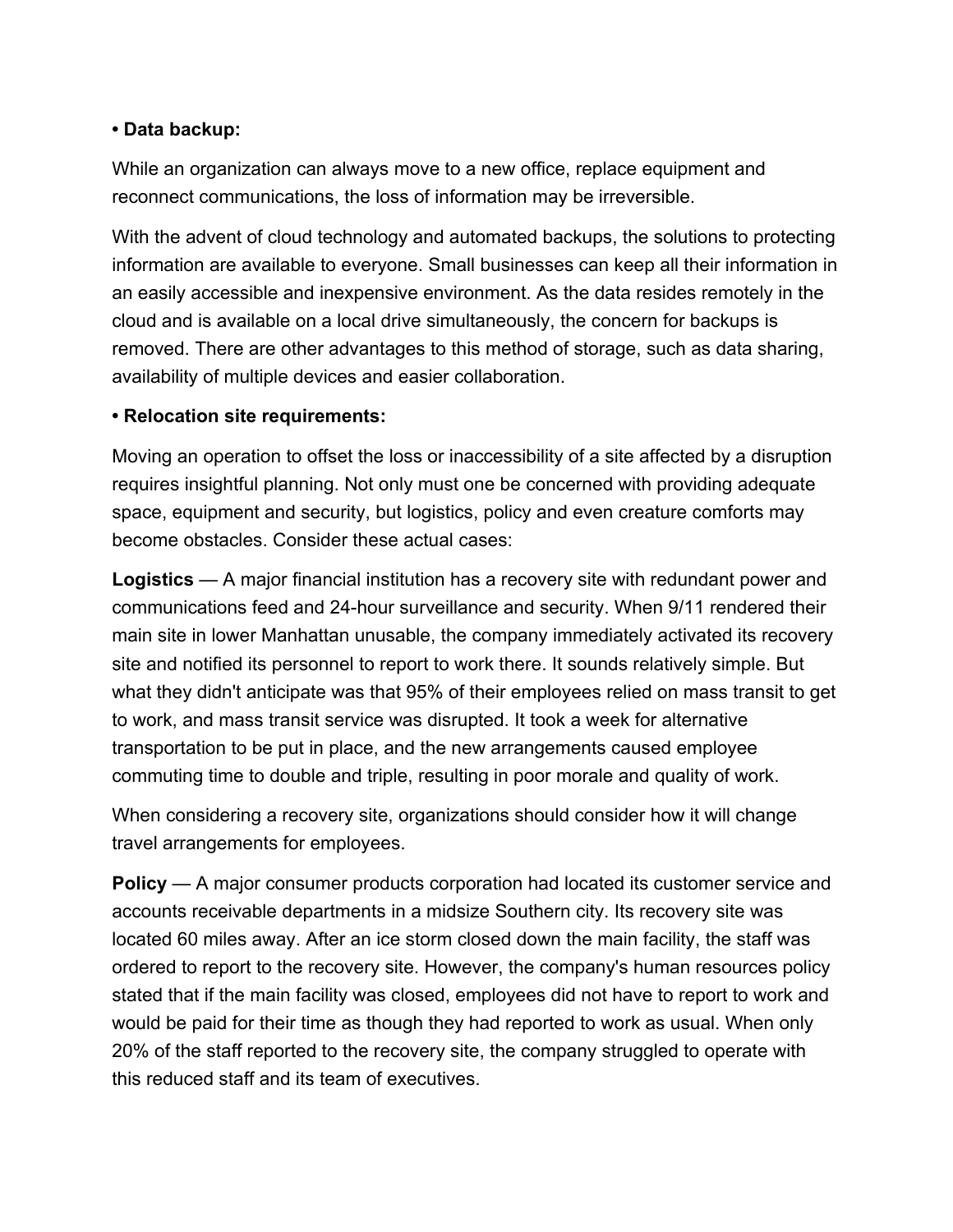**• Data backup:**

While an organization can always move to a new office, replace equipment and reconnect communications, the loss of information may be irreversible.

With the advent of cloud technology and automated backups, the solutions to protecting information are available to everyone. Small businesses can keep all their information in an easily accessible and inexpensive environment. As the data resides remotely in the cloud and is available on a local drive simultaneously, the concern for backups is removed. There are other advantages to this method of storage, such as data sharing, availability of multiple devices and easier collaboration.

**• Relocation site requirements:**

Moving an operation to offset the loss or inaccessibility of a site affected by a disruption requires insightful planning. Not only must one be concerned with providing adequate space, equipment and security, but logistics, policy and even creature comforts may become obstacles. Consider these actual cases:

**Logistics** — A major financial institution has a recovery site with redundant power and communications feed and 24-hour surveillance and security. When 9/11 rendered their main site in lower Manhattan unusable, the company immediately activated its recovery site and notified its personnel to report to work there. It sounds relatively simple. But what they didn't anticipate was that 95% of their employees relied on mass transit to get to work, and mass transit service was disrupted. It took a week for alternative transportation to be put in place, and the new arrangements caused employee commuting time to double and triple, resulting in poor morale and quality of work.

When considering a recovery site, organizations should consider how it will change travel arrangements for employees.

**Policy** — A major consumer products corporation had located its customer service and accounts receivable departments in a midsize Southern city. Its recovery site was located 60 miles away. After an ice storm closed down the main facility, the staff was ordered to report to the recovery site. However, the company's human resources policy stated that if the main facility was closed, employees did not have to report to work and would be paid for their time as though they had reported to work as usual. When only 20% of the staff reported to the recovery site, the company struggled to operate with this reduced staff and its team of executives.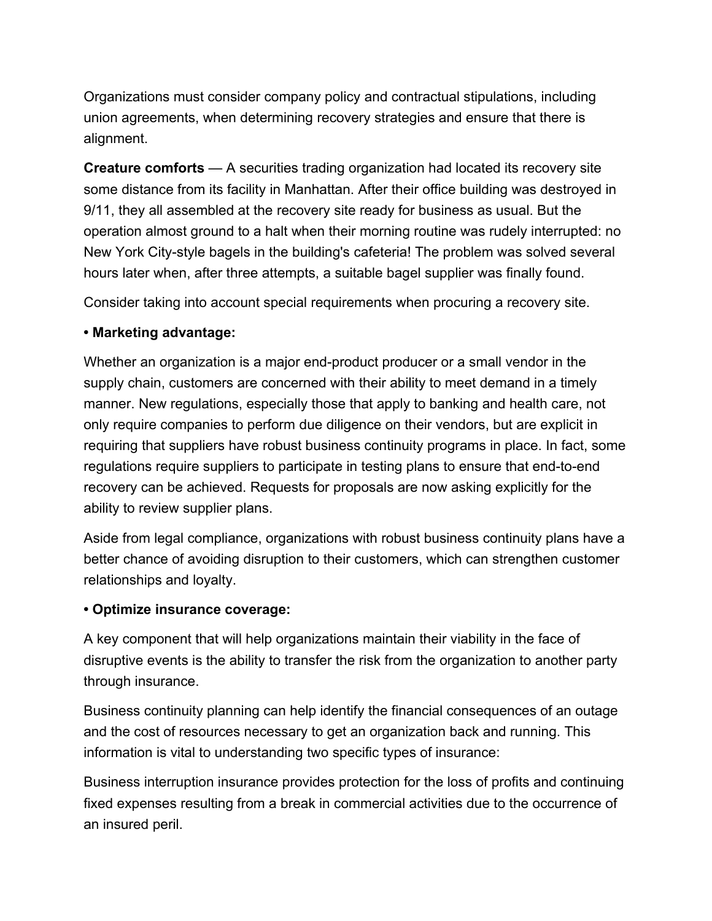Organizations must consider company policy and contractual stipulations, including union agreements, when determining recovery strategies and ensure that there is alignment.

**Creature comforts** — A securities trading organization had located its recovery site some distance from its facility in Manhattan. After their office building was destroyed in 9/11, they all assembled at the recovery site ready for business as usual. But the operation almost ground to a halt when their morning routine was rudely interrupted: no New York City-style bagels in the building's cafeteria! The problem was solved several hours later when, after three attempts, a suitable bagel supplier was finally found.

Consider taking into account special requirements when procuring a recovery site.

**• Marketing advantage:**

Whether an organization is a major end-product producer or a small vendor in the supply chain, customers are concerned with their ability to meet demand in a timely manner. New regulations, especially those that apply to banking and health care, not only require companies to perform due diligence on their vendors, but are explicit in requiring that suppliers have robust business continuity programs in place. In fact, some regulations require suppliers to participate in testing plans to ensure that end-to-end recovery can be achieved. Requests for proposals are now asking explicitly for the ability to review supplier plans.

Aside from legal compliance, organizations with robust business continuity plans have a better chance of avoiding disruption to their customers, which can strengthen customer relationships and loyalty.

**• Optimize insurance coverage:**

A key component that will help organizations maintain their viability in the face of disruptive events is the ability to transfer the risk from the organization to another party through insurance.

Business continuity planning can help identify the financial consequences of an outage and the cost of resources necessary to get an organization back and running. This information is vital to understanding two specific types of insurance:

Business interruption insurance provides protection for the loss of profits and continuing fixed expenses resulting from a break in commercial activities due to the occurrence of an insured peril.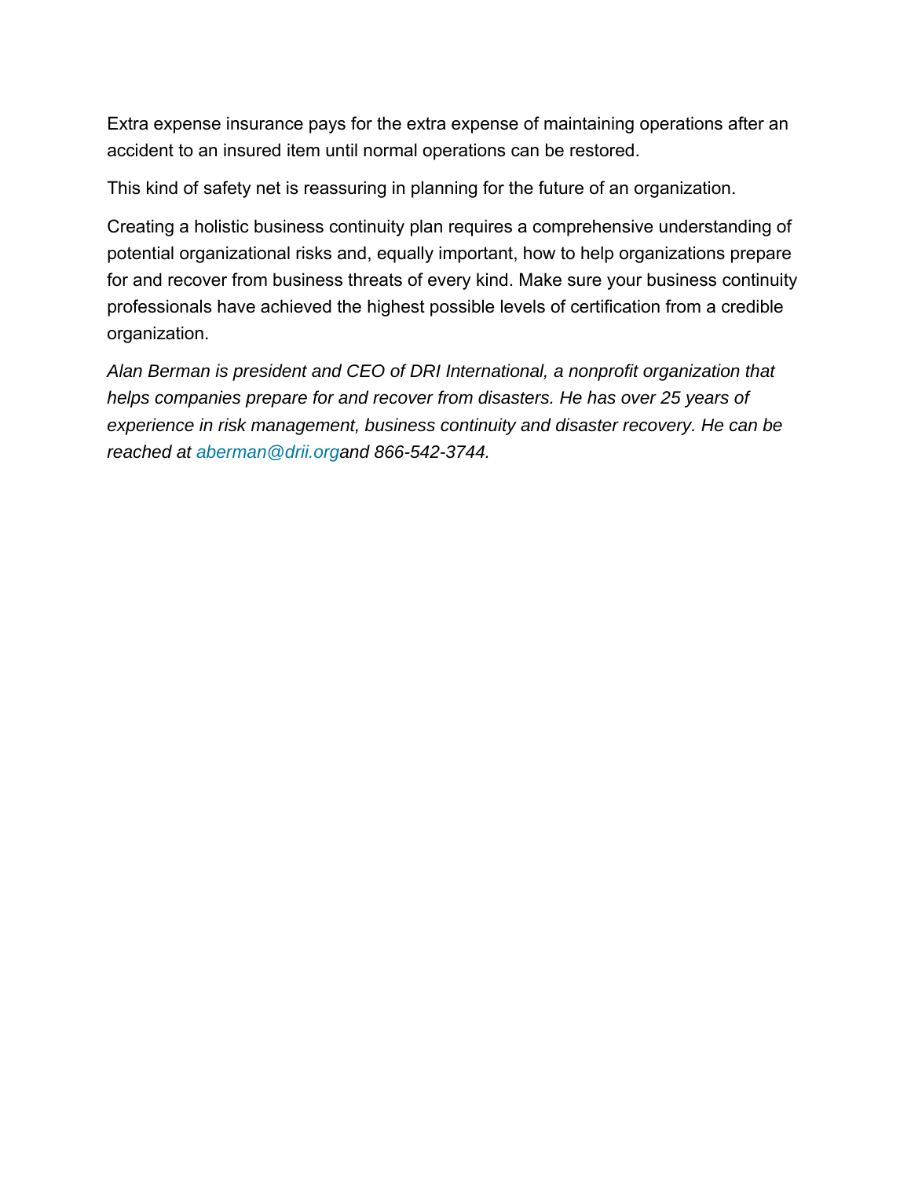Extra expense insurance pays for the extra expense of maintaining operations after an accident to an insured item until normal operations can be restored.

This kind of safety net is reassuring in planning for the future of an organization.

Creating a holistic business continuity plan requires a comprehensive understanding of potential organizational risks and, equally important, how to help organizations prepare for and recover from business threats of every kind. Make sure your business continuity professionals have achieved the highest possible levels of certification from a credible organization.

*Alan Berman is president and CEO of DRI International, a nonprofit organization that helps companies prepare for and recover from disasters. He has over 25 years of experience in risk management, business continuity and disaster recovery. He can be reached at aberman@drii.organd 866-542-3744.*